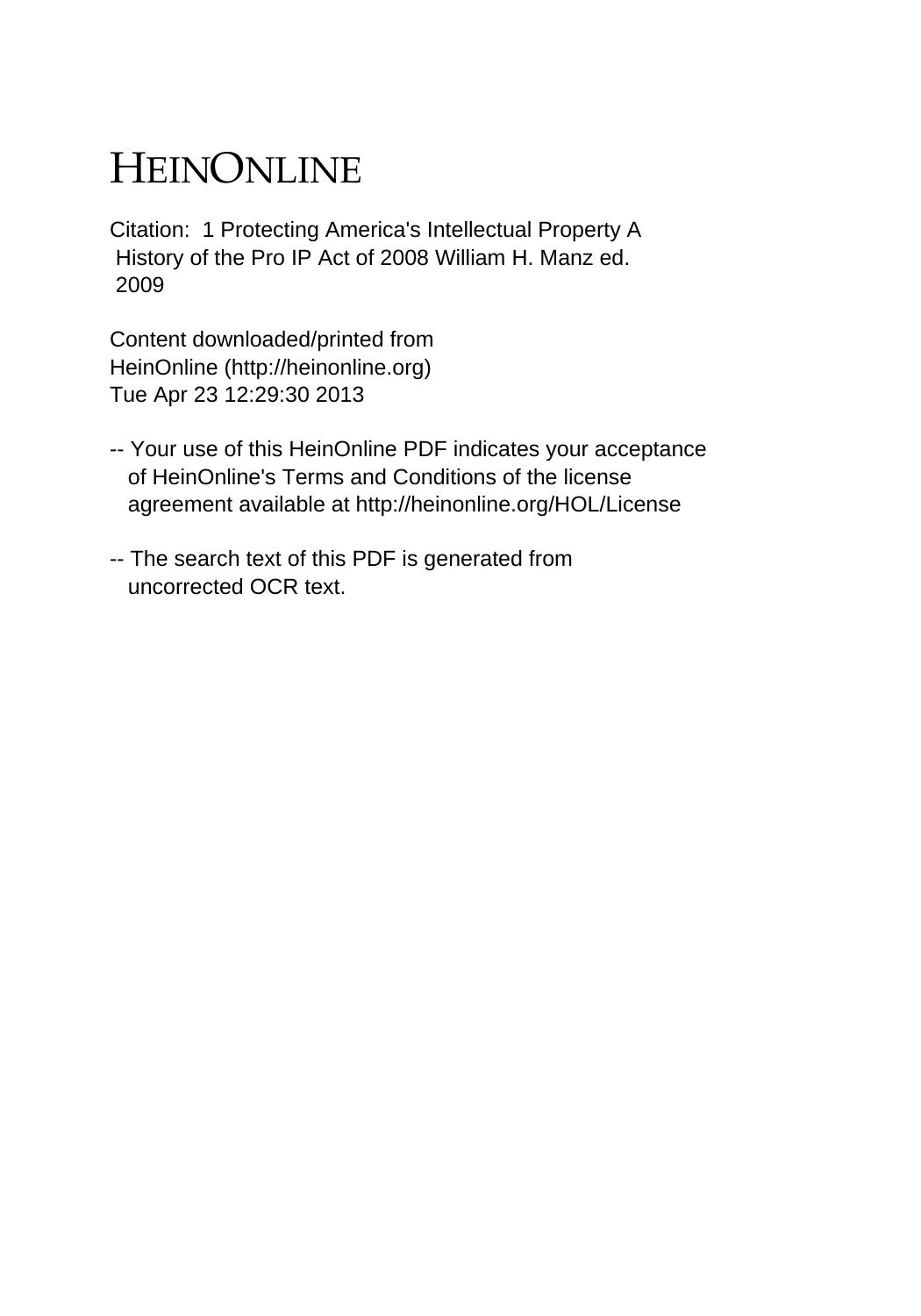# HEINONLINE

Citation: 1 Protecting America's Intellectual Property A History of the Pro IP Act of 2008 William H. Manz ed. 2009

Content downloaded/printed from HeinOnline (http://heinonline.org) Tue Apr 23 12:29:30 2013

-- Your use of this HeinOnline PDF indicates your acceptance of HeinOnline's Terms and Conditions of the license agreement available at http://heinonline.org/HOL/License

-- The search text of this PDF is generated from uncorrected OCR text.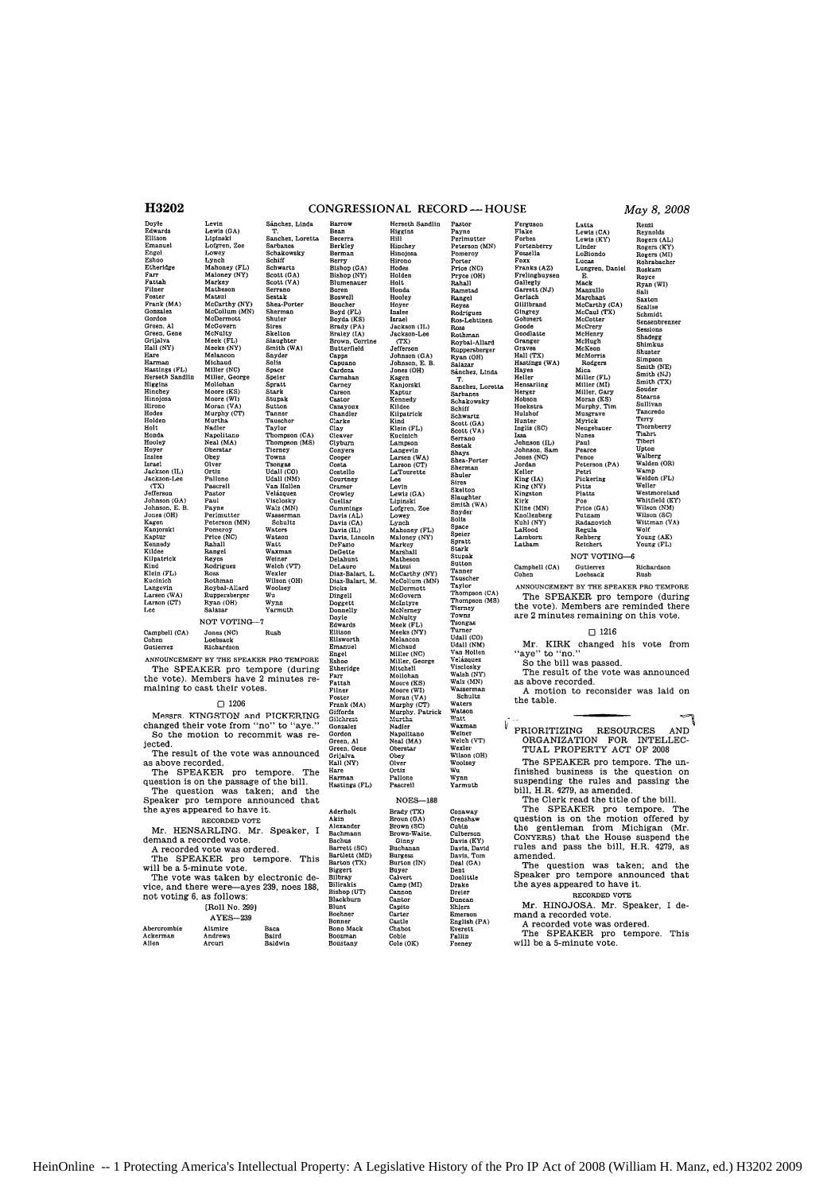Doyle
Edwards
Ellison
Emanuel
Engel
Eshoo
Etheridge
Farr
Fattah
Filner
Foster
Frank (MA)
Gonzalez
Gordon
Green, Al
Green, Gene
Grijalva
Hall (NY)
Hare
Harman
Hastings (FL)
Herseth Sandlin
Higgins
Hinchey
Hinojosa
Hirono
Hodes
Holden
Holt
Honda
Hooley
Hoyer
Inslee
Israel
Jackson (IL)
Jackson-Lee (TX)
Jefferson
Johnson (GA)
Johnson, E. B.
Jones (OH)
Kagen
Kanjorski
Kaptur
Kennedy
Kildee
Kilpatrick
Kind
Klein (FL)
Kucinich
Langevin
Larsen (WA)
Larson (CT)
Lee
Levin
Lewis (GA)
Lipinski
Lofgren, Zoe
Lowey
Lynch
Mahoney (FL)
Maloney (NY)
Markey
Matheson
Matsui
McCarthy (NY)
McCollum (MN)
McDermott
McGovern
McNulty
Meek (FL)
Meeks (NY)
Melancon
Michaud
Miller (NC)
Miller, George
Mollohan
Moore (KS)
Moore (WI)
Moran (VA)
Murphy (CT)
Murtha
Nadler
Napolitano
Neal (MA)
Oberstar
Obey
Olver
Ortiz
Pallone
Pascrell
Pastor
Paul
Payne
Perlmutter
Peterson (MN)
Pomeroy
Price (NC)
Rahall
Rangel
Reyes
Rodriguez
Ross
Rothman
Roybal-Allard
Ruppersberger
Ryan (OH)
Salazar
Sánchez, Linda T.
Sanchez, Loretta
Sarbanes
Schakowsky
Schiff
Schwartz
Scott (GA)
Scott (VA)
Serrano
Sestak
Shea-Porter
Sherman
Shuler
Sires
Skelton
Slaughter
Smith (WA)
Snyder
Solis
Space
Speier
Spratt
Stark
Stupak
Sutton
Tanner
Tauscher
Taylor
Thompson (CA)
Thompson (MS)
Tierney
Towns
Tsongas
Udall (CO)
Udall (NM)
Van Hollen
Velázquez
Visclosky
Walz (MN)
Wasserman Schultz
Waters
Watson
Watt
Waxman
Weiner
Welch (VT)
Wexler
Wilson (OH)
Woolsey
Wu
Wynn
Yarmuth

NOT VOTING—7

Campbell (CA)
Cohen
Gutierrez
Jones (NC)
Loebsack
Richardson
Rush

ANNOUNCEMENT BY THE SPEAKER PRO TEMPORE

The SPEAKER pro tempore (during the vote). Members have 2 minutes remaining to cast their votes.

□ 1206

Messrs. KINGSTON and PICKERING changed their vote from "no" to "aye."

So the motion to recommit was rejected.

The result of the vote was announced as above recorded.

The SPEAKER pro tempore. The question is on the passage of the bill.

The question was taken; and the Speaker pro tempore announced that the ayes appeared to have it.

RECORDED VOTE

Mr. HENSARLING. Mr. Speaker, I demand a recorded vote.

A recorded vote was ordered.

The SPEAKER pro tempore. This will be a 5-minute vote.

The vote was taken by electronic device, and there were—ayes 239, noes 188, not voting 6, as follows:

[Roll No. 299]

AYES—239

Abercrombie
Ackerman
Allen
Altmire
Andrews
Arcuri
Baca
Baird
Baldwin
Barrow
Bean
Becerra
Berkley
Berman
Berry
Bishop (GA)
Bishop (NY)
Blumenauer
Boren
Boswell
Boucher
Boyd (FL)
Boyda (KS)
Brady (PA)
Braley (IA)
Brown, Corrine
Butterfield
Capps
Capuano
Cardoza
Carnahan
Carney
Carson
Castor
Cazayoux
Chandler
Clarke
Clay
Cleaver
Clyburn
Conyers
Cooper
Costa
Costello
Courtney
Cramer
Crowley
Cuellar
Cummings
Davis (AL)
Davis (CA)
Davis (IL)
Davis, Lincoln
DeFazio
DeGette
Delahunt
DeLauro
Diaz-Balart, L.
Diaz-Balart, M.
Dicks
Dingell
Doggett
Donnelly
Doyle
Edwards
Ellison
Ellsworth
Emanuel
Engel
Eshoo
Etheridge
Farr
Fattah
Filner
Foster
Frank (MA)
Giffords
Gilchrest
Gonzalez
Gordon
Green, Al
Green, Gene
Grijalva
Hall (NY)
Hare
Harman
Hastings (FL)
Herseth Sandlin
Higgins
Hill
Hinchey
Hinojosa
Hirono
Hodes
Holden
Holt
Honda
Hooley
Hoyer
Inslee
Israel
Jackson (IL)
Jackson-Lee (TX)
Jefferson
Johnson (GA)
Johnson, E. B.
Jones (OH)
Kagen
Kanjorski
Kaptur
Kennedy
Kildee
Kilpatrick
Kind
Klein (FL)
Kucinich
Lampson
Langevin
Larsen (WA)
Larson (CT)
LaTourette
Lee
Levin
Lewis (GA)
Lipinski
Lofgren, Zoe
Lowey
Lynch
Mahoney (FL)
Maloney (NY)
Markey
Marshall
Matheson
Matsui
McCarthy (NY)
McCollum (MN)
McDermott
McGovern
McIntyre
McNerney
McNulty
Meek (FL)
Meeks (NY)
Melancon
Michaud
Miller (NC)
Miller, George
Mitchell
Mollohan
Moore (KS)
Moore (WI)
Moran (VA)
Murphy (CT)
Murphy, Patrick
Murtha
Nadler
Napolitano
Neal (MA)
Oberstar
Obey
Olver
Ortiz
Pallone
Pascrell
Pastor
Payne
Perlmutter
Peterson (MN)
Pomeroy
Porter
Price (NC)
Pryce (OH)
Rahall
Ramstad
Rangel
Reyes
Rodriguez
Ros-Lehtinen
Ross
Rothman
Roybal-Allard
Ruppersberger
Ryan (OH)
Salazar
Sánchez, Linda T.
Sanchez, Loretta
Sarbanes
Schakowsky
Schiff
Schwartz
Scott (GA)
Scott (VA)
Serrano
Sestak
Shays
Shea-Porter
Sherman
Shuler
Sires
Skelton
Slaughter
Smith (WA)
Snyder
Solis
Space
Speier
Spratt
Stark
Stupak
Sutton
Tanner
Tauscher
Taylor
Thompson (CA)
Thompson (MS)
Tierney
Towns
Tsongas
Turner
Udall (CO)
Udall (NM)
Van Hollen
Velázquez
Visclosky
Walsh (NY)
Walz (MN)
Wasserman Schultz
Waters
Watson
Watt
Waxman
Weiner
Welch (VT)
Wexler
Wilson (OH)
Woolsey
Wu
Wynn
Yarmuth

NOES—188

Aderholt
Akin
Alexander
Bachmann
Bachus
Barrett (SC)
Bartlett (MD)
Barton (TX)
Biggert
Bilbray
Bilirakis
Bishop (UT)
Blackburn
Blunt
Boehner
Bonner
Bono Mack
Boozman
Boustany
Brady (TX)
Broun (GA)
Brown (SC)
Brown-Waite, Ginny
Buchanan
Burgess
Burton (IN)
Buyer
Calvert
Camp (MI)
Cannon
Cantor
Capito
Carter
Castle
Chabot
Coble
Cole (OK)
Conaway
Crenshaw
Cubin
Culberson
Davis (KY)
Davis, David
Davis, Tom
Deal (GA)
Dent
Doolittle
Drake
Dreier
Duncan
Ehlers
Emerson
English (PA)
Everett
Fallin
Feeney
Ferguson
Flake
Forbes
Fortenberry
Fossella
Foxx
Franks (AZ)
Frelinghuysen
Gallegly
Garrett (NJ)
Gerlach
Gillibrand
Gingrey
Gohmert
Goode
Goodlatte
Granger
Graves
Hall (TX)
Hastings (WA)
Hayes
Heller
Hensarling
Herger
Hobson
Hoekstra
Hulshof
Hunter
Inglis (SC)
Issa
Johnson (IL)
Johnson, Sam
Jones (NC)
Jordan
Keller
King (IA)
King (NY)
Kingston
Kirk
Kline (MN)
Knollenberg
Kuhl (NY)
LaHood
Lamborn
Latham
Latta
Lewis (CA)
Lewis (KY)
Linder
LoBiondo
Lucas
Lungren, Daniel E.
Mack
Manzullo
Marchant
McCarthy (CA)
McCaul (TX)
McCotter
McCrery
McHenry
McHugh
McKeon
McMorris Rodgers
Mica
Miller (FL)
Miller (MI)
Miller, Gary
Moran (KS)
Murphy, Tim
Musgrave
Myrick
Neugebauer
Nunes
Paul
Pearce
Pence
Peterson (PA)
Petri
Pickering
Pitts
Platts
Poe
Price (GA)
Putnam
Radanovich
Regula
Rehberg
Reichert
Renzi
Reynolds
Rogers (AL)
Rogers (KY)
Rogers (MI)
Rohrabacher
Roskam
Royce
Ryan (WI)
Sali
Saxton
Scalise
Schmidt
Sensenbrenner
Sessions
Shadegg
Shimkus
Shuster
Simpson
Smith (NE)
Smith (NJ)
Smith (TX)
Souder
Stearns
Sullivan
Tancredo
Terry
Thornberry
Tiahrt
Tiberi
Upton
Walberg
Walden (OR)
Wamp
Weldon (FL)
Weller
Westmoreland
Whitfield (KY)
Wilson (NM)
Wilson (SC)
Wittman (VA)
Wolf
Young (AK)
Young (FL)

NOT VOTING—6

Campbell (CA)
Cohen
Gutierrez
Loebsack
Richardson
Rush

ANNOUNCEMENT BY THE SPEAKER PRO TEMPORE

The SPEAKER pro tempore (during the vote). Members are reminded there are 2 minutes remaining on this vote.

□ 1216

Mr. KIRK changed his vote from "aye" to "no."

So the bill was passed.

The result of the vote was announced as above recorded.

A motion to reconsider was laid on the table.

## PRIORITIZING RESOURCES AND ORGANIZATION FOR INTELLECTUAL PROPERTY ACT OF 2008

The SPEAKER pro tempore. The unfinished business is the question on suspending the rules and passing the bill, H.R. 4279, as amended.

The Clerk read the title of the bill.

The SPEAKER pro tempore. The question is on the motion offered by the gentleman from Michigan (Mr. CONYERS) that the House suspend the rules and pass the bill, H.R. 4279, as amended.

The question was taken; and the Speaker pro tempore announced that the ayes appeared to have it.

RECORDED VOTE

Mr. HINOJOSA. Mr. Speaker, I demand a recorded vote.

A recorded vote was ordered.

The SPEAKER pro tempore. This will be a 5-minute vote.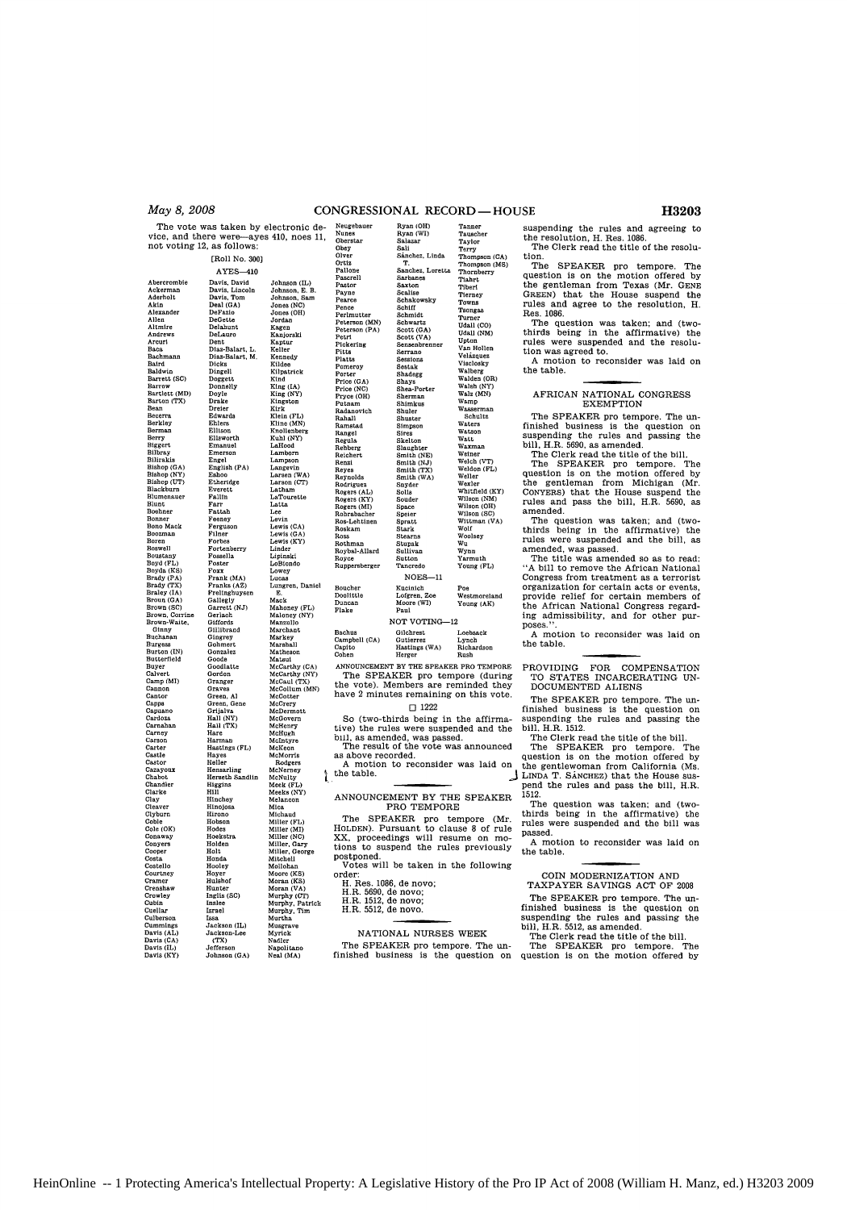The vote was taken by electronic device, and there were—ayes 410, noes 11, not voting 12, as follows:

[Roll No. 300]

AYES—410

Abercrombie
Ackerman
Aderholt
Akin
Alexander
Allen
Altmire
Andrews
Arcuri
Baca
Bachmann
Baird
Baldwin
Barrett (SC)
Barrow
Bartlett (MD)
Barton (TX)
Bean
Becerra
Berkley
Berman
Berry
Biggert
Bilbray
Bilirakis
Bishop (GA)
Bishop (NY)
Bishop (UT)
Blackburn
Blumenauer
Blunt
Boehner
Bonner
Bono Mack
Boozman
Boren
Boswell
Boustany
Boyd (FL)
Boyda (KS)
Brady (PA)
Brady (TX)
Braley (IA)
Broun (GA)
Brown (SC)
Brown, Corrine
Brown-Waite, Ginny
Buchanan
Burgess
Burton (IN)
Butterfield
Buyer
Calvert
Camp (MI)
Cannon
Cantor
Capps
Capuano
Cardoza
Carnahan
Carney
Carson
Carter
Castle
Castor
Cazayoux
Chabot
Chandler
Clarke
Clay
Cleaver
Clyburn
Coble
Cole (OK)
Conaway
Conyers
Cooper
Costa
Costello
Courtney
Cramer
Crenshaw
Crowley
Cubin
Cuellar
Culberson
Cummings
Davis (AL)
Davis (CA)
Davis (IL)
Davis (KY)
Davis, David
Davis, Lincoln
Davis, Tom
Deal (GA)
DeFazio
DeGette
Delahunt
DeLauro
Dent
Diaz-Balart, L.
Diaz-Balart, M.
Dicks
Dingell
Doggett
Donnelly
Doyle
Drake
Dreier
Edwards
Ehlers
Ellison
Ellsworth
Emanuel
Emerson
Engel
English (PA)
Eshoo
Etheridge
Everett
Fallin
Farr
Fattah
Feeney
Ferguson
Filner
Forbes
Fortenberry
Fossella
Foster
Foxx
Frank (MA)
Franks (AZ)
Frelinghuysen
Gallegly
Garrett (NJ)
Gerlach
Giffords
Gillibrand
Gingrey
Gohmert
Gonzalez
Goode
Goodlatte
Gordon
Granger
Graves
Green, Al
Green, Gene
Grijalva
Hall (NY)
Hall (TX)
Hare
Harman
Hastings (FL)
Hayes
Heller
Hensarling
Herseth Sandlin
Higgins
Hill
Hinchey
Hinojosa
Hirono
Hobson
Hodes
Hoekstra
Holden
Holt
Honda
Hooley
Hoyer
Hulshof
Hunter
Inglis (SC)
Inslee
Israel
Issa
Jackson (IL)
Jackson-Lee (TX)
Jefferson
Johnson (GA)
Johnson (IL)
Johnson, E. B.
Johnson, Sam
Jones (NC)
Jones (OH)
Jordan
Kagen
Kanjorski
Kaptur
Keller
Kennedy
Kildee
Kilpatrick
Kind
King (IA)
King (NY)
Kingston
Kirk
Klein (FL)
Kline (MN)
Knollenberg
Kuhl (NY)
LaHood
Lamborn
Lampson
Langevin
Larsen (WA)
Larson (CT)
Latham
LaTourette
Latta
Lee
Levin
Lewis (CA)
Lewis (GA)
Lewis (KY)
Linder
Lipinski
LoBiondo
Lowey
Lucas
Lungren, Daniel E.
Mack
Mahoney (FL)
Maloney (NY)
Manzullo
Marchant
Markey
Marshall
Matheson
Matsui
McCarthy (CA)
McCarthy (NY)
McCaul (TX)
McCollum (MN)
McCotter
McCrery
McDermott
McGovern
McHenry
McHugh
McIntyre
McKeon
McMorris Rodgers
McNerney
McNulty
Meek (FL)
Meeks (NY)
Melancon
Mica
Michaud
Miller (FL)
Miller (MI)
Miller (NC)
Miller, Gary
Miller, George
Mitchell
Mollohan
Moore (KS)
Moran (KS)
Moran (VA)
Murphy (CT)
Murphy, Patrick
Murphy, Tim
Murtha
Musgrave
Myrick
Nadler
Napolitano
Neal (MA)
Neugebauer
Nunes
Oberstar
Obey
Olver
Ortiz
Pallone
Pascrell
Pastor
Payne
Pearce
Pence
Perlmutter
Peterson (MN)
Peterson (PA)
Petri
Pickering
Pitts
Platts
Pomeroy
Porter
Price (GA)
Price (NC)
Pryce (OH)
Putnam
Radanovich
Rahall
Ramstad
Rangel
Regula
Rehberg
Reichert
Renzi
Reyes
Reynolds
Rodriguez
Rogers (AL)
Rogers (KY)
Rogers (MI)
Rohrabacher
Ros-Lehtinen
Roskam
Ross
Rothman
Roybal-Allard
Royce
Ruppersberger
Ryan (OH)
Ryan (WI)
Salazar
Sali
Sánchez, Linda T.
Sanchez, Loretta
Sarbanes
Saxton
Scalise
Schakowsky
Schiff
Schmidt
Schwartz
Scott (GA)
Scott (VA)
Sensenbrenner
Serrano
Sessions
Sestak
Shadegg
Shays
Shea-Porter
Sherman
Shimkus
Shuler
Shuster
Simpson
Sires
Skelton
Slaughter
Smith (NE)
Smith (NJ)
Smith (TX)
Smith (WA)
Snyder
Solis
Souder
Space
Speier
Spratt
Stark
Stearns
Stupak
Sullivan
Sutton
Tancredo
Tanner
Tauscher
Taylor
Terry
Thompson (CA)
Thompson (MS)
Thornberry
Tiahrt
Tiberi
Tierney
Towns
Tsongas
Turner
Udall (CO)
Udall (NM)
Upton
Van Hollen
Velázquez
Visclosky
Walberg
Walden (OR)
Walsh (NY)
Walz (MN)
Wamp
Wasserman Schultz
Waters
Watson
Watt
Waxman
Weiner
Welch (VT)
Weldon (FL)
Weller
Wexler
Whitfield (KY)
Wilson (NM)
Wilson (OH)
Wilson (SC)
Wittman (VA)
Wolf
Woolsey
Wu
Wynn
Yarmuth
Young (FL)

NOES—11

Boucher
Doolittle
Duncan
Flake
Kucinich
Lofgren, Zoe
Moore (WI)
Paul
Poe
Westmoreland
Young (AK)

NOT VOTING—12

Bachus
Campbell (CA)
Capito
Cohen
Gilchrest
Gutierrez
Hastings (WA)
Herger
Loebsack
Lynch
Richardson
Rush

ANNOUNCEMENT BY THE SPEAKER PRO TEMPORE

The SPEAKER pro tempore (during the vote). Members are reminded they have 2 minutes remaining on this vote.

☐ 1222

So (two-thirds being in the affirmative) the rules were suspended and the bill, as amended, was passed.

The result of the vote was announced as above recorded.

A motion to reconsider was laid on the table.

## ANNOUNCEMENT BY THE SPEAKER PRO TEMPORE

The SPEAKER pro tempore (Mr. HOLDEN). Pursuant to clause 8 of rule XX, proceedings will resume on motions to suspend the rules previously postponed.

Votes will be taken in the following order:

H. Res. 1086, de novo;
H.R. 5690, de novo;
H.R. 1512, de novo;
H.R. 5512, de novo.

## NATIONAL NURSES WEEK

The SPEAKER pro tempore. The unfinished business is the question on suspending the rules and agreeing to the resolution, H. Res. 1086.

The Clerk read the title of the resolution.

The SPEAKER pro tempore. The question is on the motion offered by the gentleman from Texas (Mr. GENE GREEN) that the House suspend the rules and agree to the resolution, H. Res. 1086.

The question was taken; and (two-thirds being in the affirmative) the rules were suspended and the resolution was agreed to.

A motion to reconsider was laid on the table.

## AFRICAN NATIONAL CONGRESS EXEMPTION

The SPEAKER pro tempore. The unfinished business is the question on suspending the rules and passing the bill, H.R. 5690, as amended.

The Clerk read the title of the bill.

The SPEAKER pro tempore. The question is on the motion offered by the gentleman from Michigan (Mr. CONYERS) that the House suspend the rules and pass the bill, H.R. 5690, as amended.

The question was taken; and (two-thirds being in the affirmative) the rules were suspended and the bill, as amended, was passed.

The title was amended so as to read: "A bill to remove the African National Congress from treatment as a terrorist organization for certain acts or events, provide relief for certain members of the African National Congress regarding admissibility, and for other purposes.".

A motion to reconsider was laid on the table.

## PROVIDING FOR COMPENSATION TO STATES INCARCERATING UNDOCUMENTED ALIENS

The SPEAKER pro tempore. The unfinished business is the question on suspending the rules and passing the bill, H.R. 1512.

The Clerk read the title of the bill.

The SPEAKER pro tempore. The question is on the motion offered by the gentlewoman from California (Ms. LINDA T. SÁNCHEZ) that the House suspend the rules and pass the bill, H.R. 1512.

The question was taken; and (two-thirds being in the affirmative) the rules were suspended and the bill was passed.

A motion to reconsider was laid on the table.

## COIN MODERNIZATION AND TAXPAYER SAVINGS ACT OF 2008

The SPEAKER pro tempore. The unfinished business is the question on suspending the rules and passing the bill, H.R. 5512, as amended.

The Clerk read the title of the bill.

The SPEAKER pro tempore. The question is on the motion offered by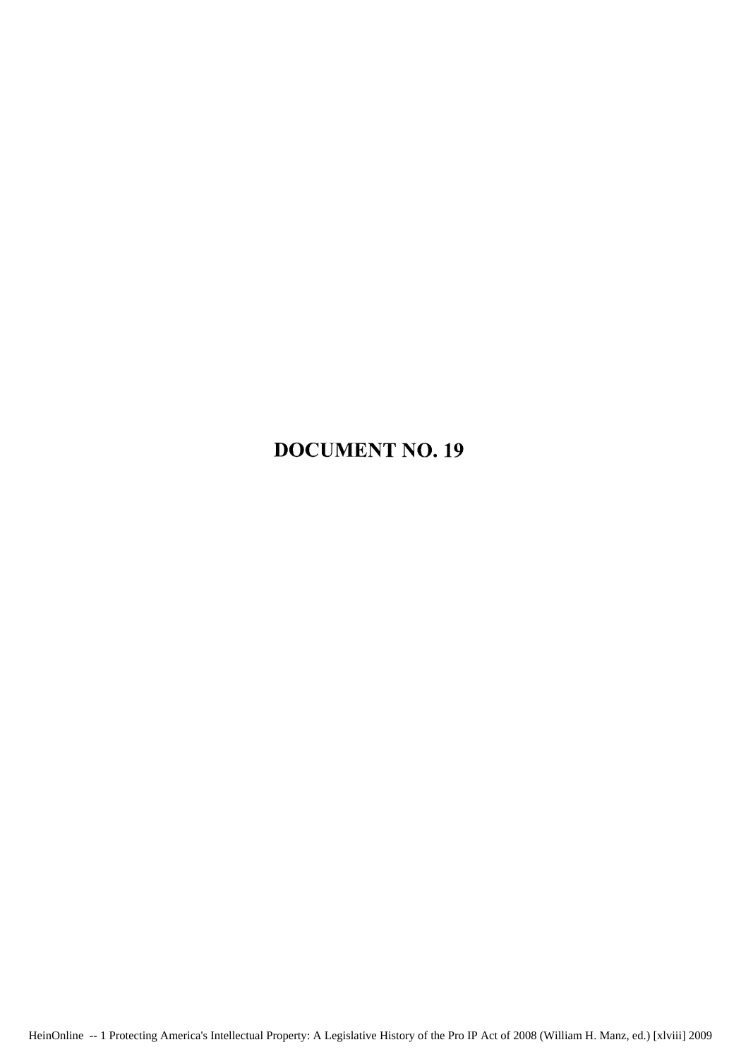# DOCUMENT NO. 19